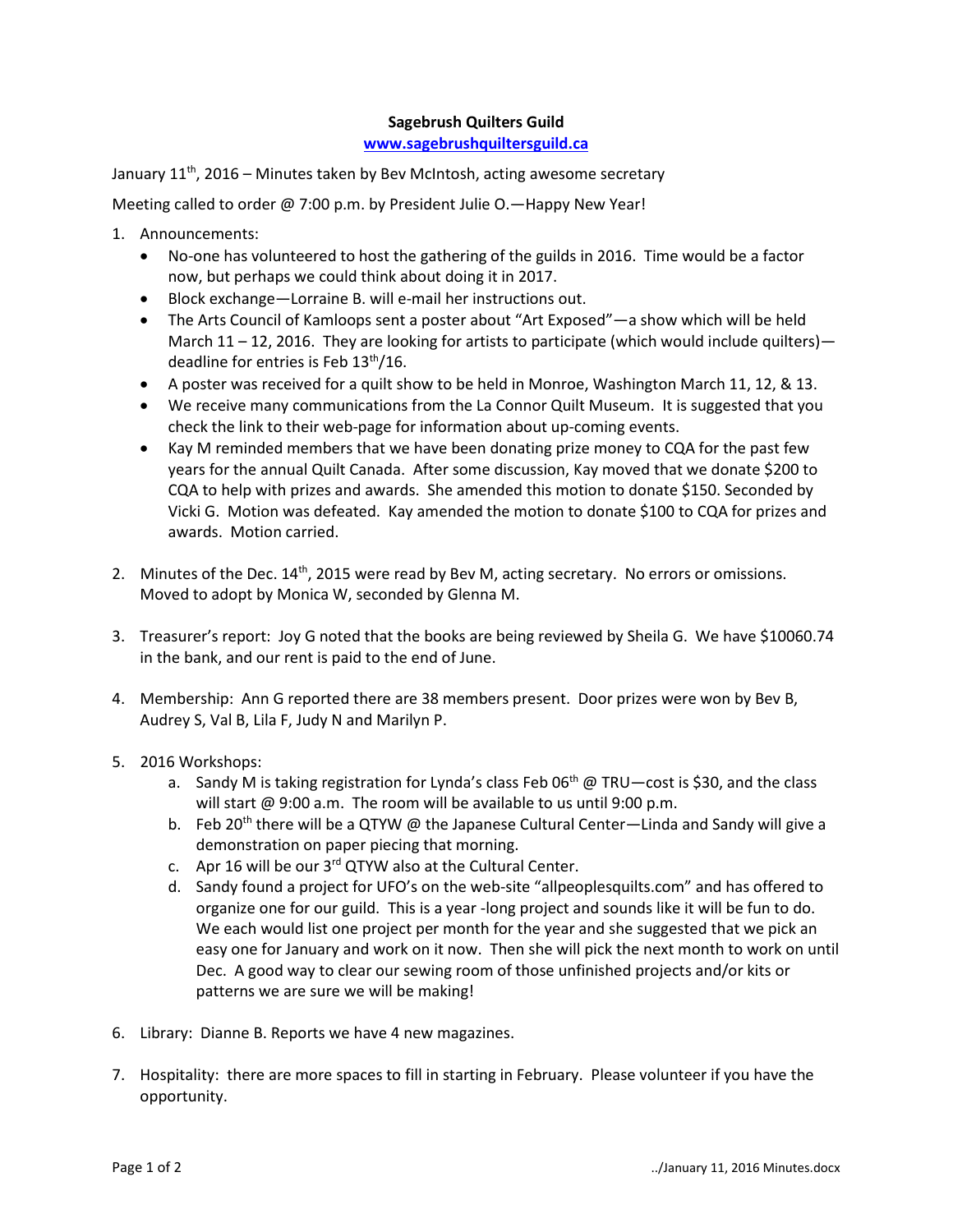**Sagebrush Quilters Guild**

**www.sagebrushquiltersguild.ca**

January 11th, 2016 – Minutes taken by Bev McIntosh, acting awesome secretary

Meeting called to order @ 7:00 p.m. by President Julie O.—Happy New Year!

1. Announcements:
   - No-one has volunteered to host the gathering of the guilds in 2016. Time would be a factor now, but perhaps we could think about doing it in 2017.
   - Block exchange—Lorraine B. will e-mail her instructions out.
   - The Arts Council of Kamloops sent a poster about "Art Exposed"—a show which will be held March 11 – 12, 2016. They are looking for artists to participate (which would include quilters)—deadline for entries is Feb 13th/16.
   - A poster was received for a quilt show to be held in Monroe, Washington March 11, 12, & 13.
   - We receive many communications from the La Connor Quilt Museum. It is suggested that you check the link to their web-page for information about up-coming events.
   - Kay M reminded members that we have been donating prize money to CQA for the past few years for the annual Quilt Canada. After some discussion, Kay moved that we donate $200 to CQA to help with prizes and awards. She amended this motion to donate $150. Seconded by Vicki G. Motion was defeated. Kay amended the motion to donate $100 to CQA for prizes and awards. Motion carried.

2. Minutes of the Dec. 14th, 2015 were read by Bev M, acting secretary. No errors or omissions. Moved to adopt by Monica W, seconded by Glenna M.

3. Treasurer's report: Joy G noted that the books are being reviewed by Sheila G. We have $10060.74 in the bank, and our rent is paid to the end of June.

4. Membership: Ann G reported there are 38 members present. Door prizes were won by Bev B, Audrey S, Val B, Lila F, Judy N and Marilyn P.

5. 2016 Workshops:
   a. Sandy M is taking registration for Lynda's class Feb 06th @ TRU—cost is $30, and the class will start @ 9:00 a.m. The room will be available to us until 9:00 p.m.
   b. Feb 20th there will be a QTYW @ the Japanese Cultural Center—Linda and Sandy will give a demonstration on paper piecing that morning.
   c. Apr 16 will be our 3rd QTYW also at the Cultural Center.
   d. Sandy found a project for UFO's on the web-site "allpeoplesquilts.com" and has offered to organize one for our guild. This is a year -long project and sounds like it will be fun to do. We each would list one project per month for the year and she suggested that we pick an easy one for January and work on it now. Then she will pick the next month to work on until Dec. A good way to clear our sewing room of those unfinished projects and/or kits or patterns we are sure we will be making!

6. Library: Dianne B. Reports we have 4 new magazines.

7. Hospitality: there are more spaces to fill in starting in February. Please volunteer if you have the opportunity.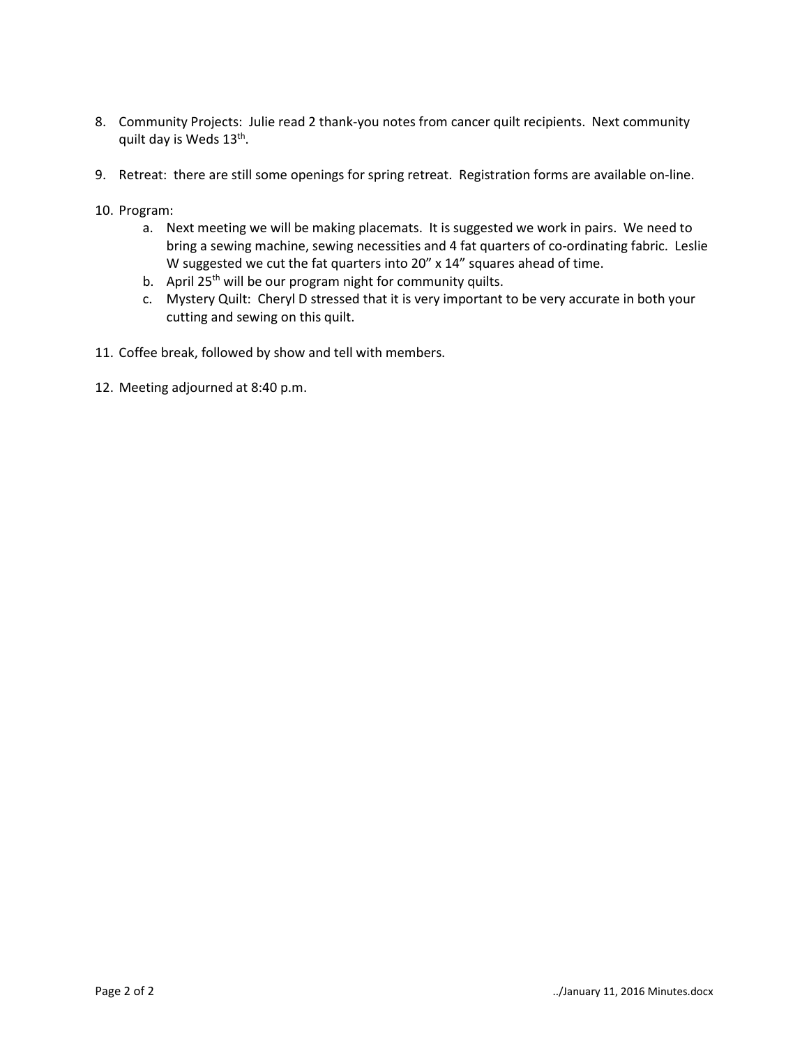8. Community Projects: Julie read 2 thank-you notes from cancer quilt recipients. Next community quilt day is Weds 13th.

9. Retreat: there are still some openings for spring retreat. Registration forms are available on-line.

10. Program:
    a. Next meeting we will be making placemats. It is suggested we work in pairs. We need to bring a sewing machine, sewing necessities and 4 fat quarters of co-ordinating fabric. Leslie W suggested we cut the fat quarters into 20" x 14" squares ahead of time.
    b. April 25th will be our program night for community quilts.
    c. Mystery Quilt: Cheryl D stressed that it is very important to be very accurate in both your cutting and sewing on this quilt.

11. Coffee break, followed by show and tell with members.

12. Meeting adjourned at 8:40 p.m.